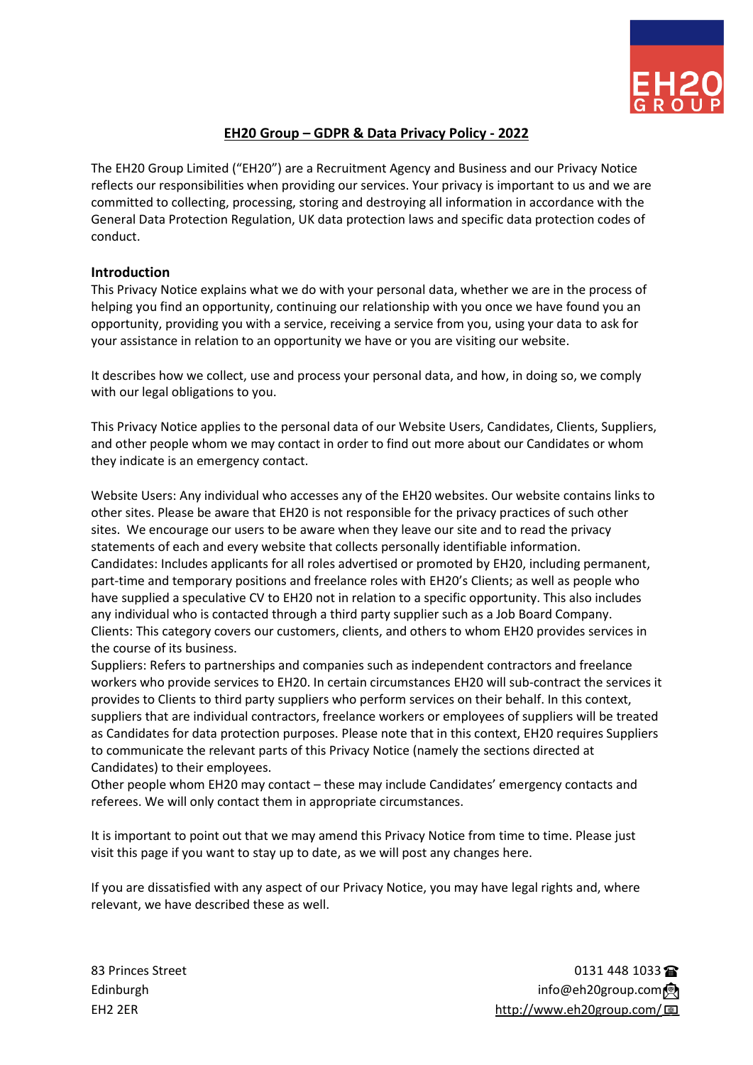# EH20 Group – GDPR & Data Privacy Policy - 2022

The EH20 Group Limited ("EH20") are a Recruitment Agency and Business and our Privacy Notice reflects our responsibilities when providing our services. Your privacy is important to us and we are committed to collecting, processing, storing and destroying all information in accordance with the General Data Protection Regulation, UK data protection laws and specific data protection codes of conduct.

## Introduction

This Privacy Notice explains what we do with your personal data, whether we are in the process of helping you find an opportunity, continuing our relationship with you once we have found you an opportunity, providing you with a service, receiving a service from you, using your data to ask for your assistance in relation to an opportunity we have or you are visiting our website.

It describes how we collect, use and process your personal data, and how, in doing so, we comply with our legal obligations to you.

This Privacy Notice applies to the personal data of our Website Users, Candidates, Clients, Suppliers, and other people whom we may contact in order to find out more about our Candidates or whom they indicate is an emergency contact.

Website Users: Any individual who accesses any of the EH20 websites. Our website contains links to other sites. Please be aware that EH20 is not responsible for the privacy practices of such other sites. We encourage our users to be aware when they leave our site and to read the privacy statements of each and every website that collects personally identifiable information.
Candidates: Includes applicants for all roles advertised or promoted by EH20, including permanent, part-time and temporary positions and freelance roles with EH20's Clients; as well as people who have supplied a speculative CV to EH20 not in relation to a specific opportunity. This also includes any individual who is contacted through a third party supplier such as a Job Board Company.
Clients: This category covers our customers, clients, and others to whom EH20 provides services in the course of its business.
Suppliers: Refers to partnerships and companies such as independent contractors and freelance workers who provide services to EH20. In certain circumstances EH20 will sub-contract the services it provides to Clients to third party suppliers who perform services on their behalf. In this context, suppliers that are individual contractors, freelance workers or employees of suppliers will be treated as Candidates for data protection purposes. Please note that in this context, EH20 requires Suppliers to communicate the relevant parts of this Privacy Notice (namely the sections directed at Candidates) to their employees.
Other people whom EH20 may contact – these may include Candidates' emergency contacts and referees. We will only contact them in appropriate circumstances.

It is important to point out that we may amend this Privacy Notice from time to time. Please just visit this page if you want to stay up to date, as we will post any changes here.

If you are dissatisfied with any aspect of our Privacy Notice, you may have legal rights and, where relevant, we have described these as well.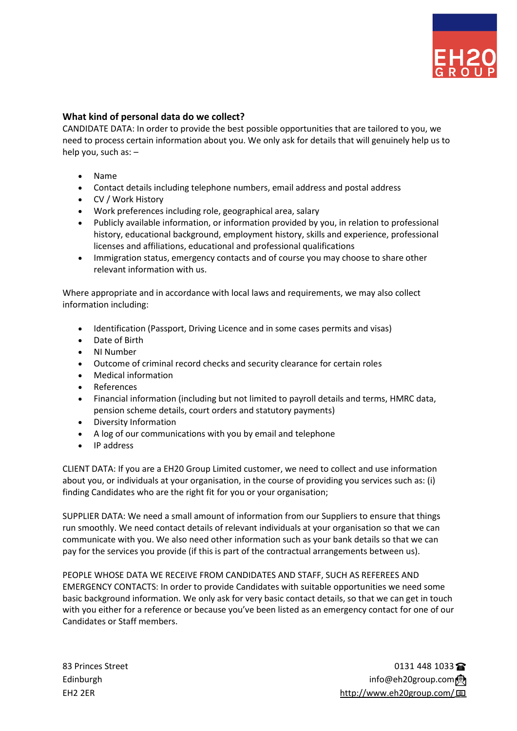### What kind of personal data do we collect?

CANDIDATE DATA: In order to provide the best possible opportunities that are tailored to you, we need to process certain information about you. We only ask for details that will genuinely help us to help you, such as: –

- Name
- Contact details including telephone numbers, email address and postal address
- CV / Work History
- Work preferences including role, geographical area, salary
- Publicly available information, or information provided by you, in relation to professional history, educational background, employment history, skills and experience, professional licenses and affiliations, educational and professional qualifications
- Immigration status, emergency contacts and of course you may choose to share other relevant information with us.

Where appropriate and in accordance with local laws and requirements, we may also collect information including:

- Identification (Passport, Driving Licence and in some cases permits and visas)
- Date of Birth
- NI Number
- Outcome of criminal record checks and security clearance for certain roles
- Medical information
- References
- Financial information (including but not limited to payroll details and terms, HMRC data, pension scheme details, court orders and statutory payments)
- Diversity Information
- A log of our communications with you by email and telephone
- IP address

CLIENT DATA: If you are a EH20 Group Limited customer, we need to collect and use information about you, or individuals at your organisation, in the course of providing you services such as: (i) finding Candidates who are the right fit for you or your organisation;

SUPPLIER DATA: We need a small amount of information from our Suppliers to ensure that things run smoothly. We need contact details of relevant individuals at your organisation so that we can communicate with you. We also need other information such as your bank details so that we can pay for the services you provide (if this is part of the contractual arrangements between us).

PEOPLE WHOSE DATA WE RECEIVE FROM CANDIDATES AND STAFF, SUCH AS REFEREES AND EMERGENCY CONTACTS: In order to provide Candidates with suitable opportunities we need some basic background information. We only ask for very basic contact details, so that we can get in touch with you either for a reference or because you've been listed as an emergency contact for one of our Candidates or Staff members.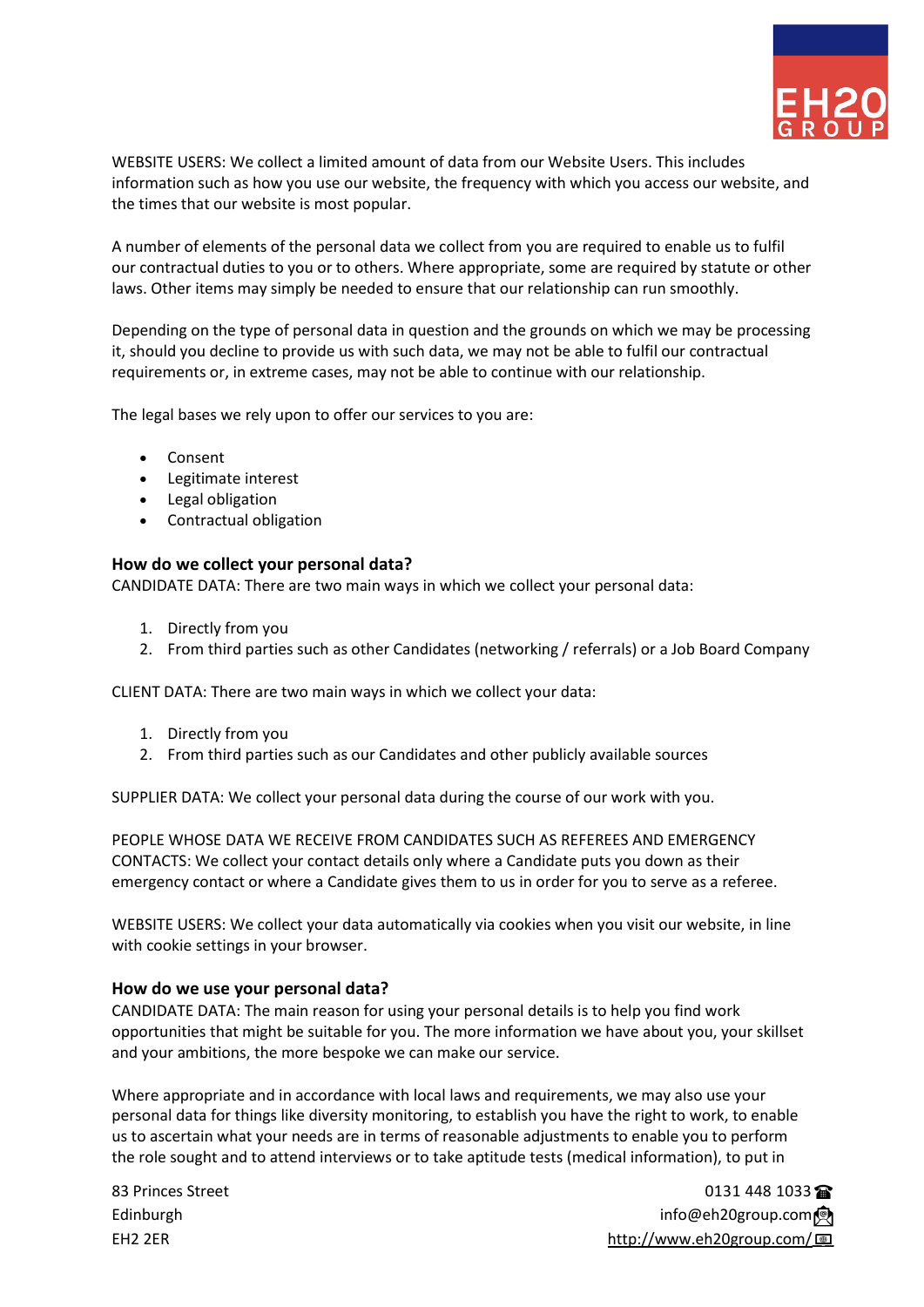WEBSITE USERS: We collect a limited amount of data from our Website Users. This includes information such as how you use our website, the frequency with which you access our website, and the times that our website is most popular.

A number of elements of the personal data we collect from you are required to enable us to fulfil our contractual duties to you or to others. Where appropriate, some are required by statute or other laws. Other items may simply be needed to ensure that our relationship can run smoothly.

Depending on the type of personal data in question and the grounds on which we may be processing it, should you decline to provide us with such data, we may not be able to fulfil our contractual requirements or, in extreme cases, may not be able to continue with our relationship.

The legal bases we rely upon to offer our services to you are:

- Consent
- Legitimate interest
- Legal obligation
- Contractual obligation

### How do we collect your personal data?

CANDIDATE DATA: There are two main ways in which we collect your personal data:

1. Directly from you
2. From third parties such as other Candidates (networking / referrals) or a Job Board Company

CLIENT DATA: There are two main ways in which we collect your data:

1. Directly from you
2. From third parties such as our Candidates and other publicly available sources

SUPPLIER DATA: We collect your personal data during the course of our work with you.

PEOPLE WHOSE DATA WE RECEIVE FROM CANDIDATES SUCH AS REFEREES AND EMERGENCY CONTACTS: We collect your contact details only where a Candidate puts you down as their emergency contact or where a Candidate gives them to us in order for you to serve as a referee.

WEBSITE USERS: We collect your data automatically via cookies when you visit our website, in line with cookie settings in your browser.

### How do we use your personal data?

CANDIDATE DATA: The main reason for using your personal details is to help you find work opportunities that might be suitable for you. The more information we have about you, your skillset and your ambitions, the more bespoke we can make our service.

Where appropriate and in accordance with local laws and requirements, we may also use your personal data for things like diversity monitoring, to establish you have the right to work, to enable us to ascertain what your needs are in terms of reasonable adjustments to enable you to perform the role sought and to attend interviews or to take aptitude tests (medical information), to put in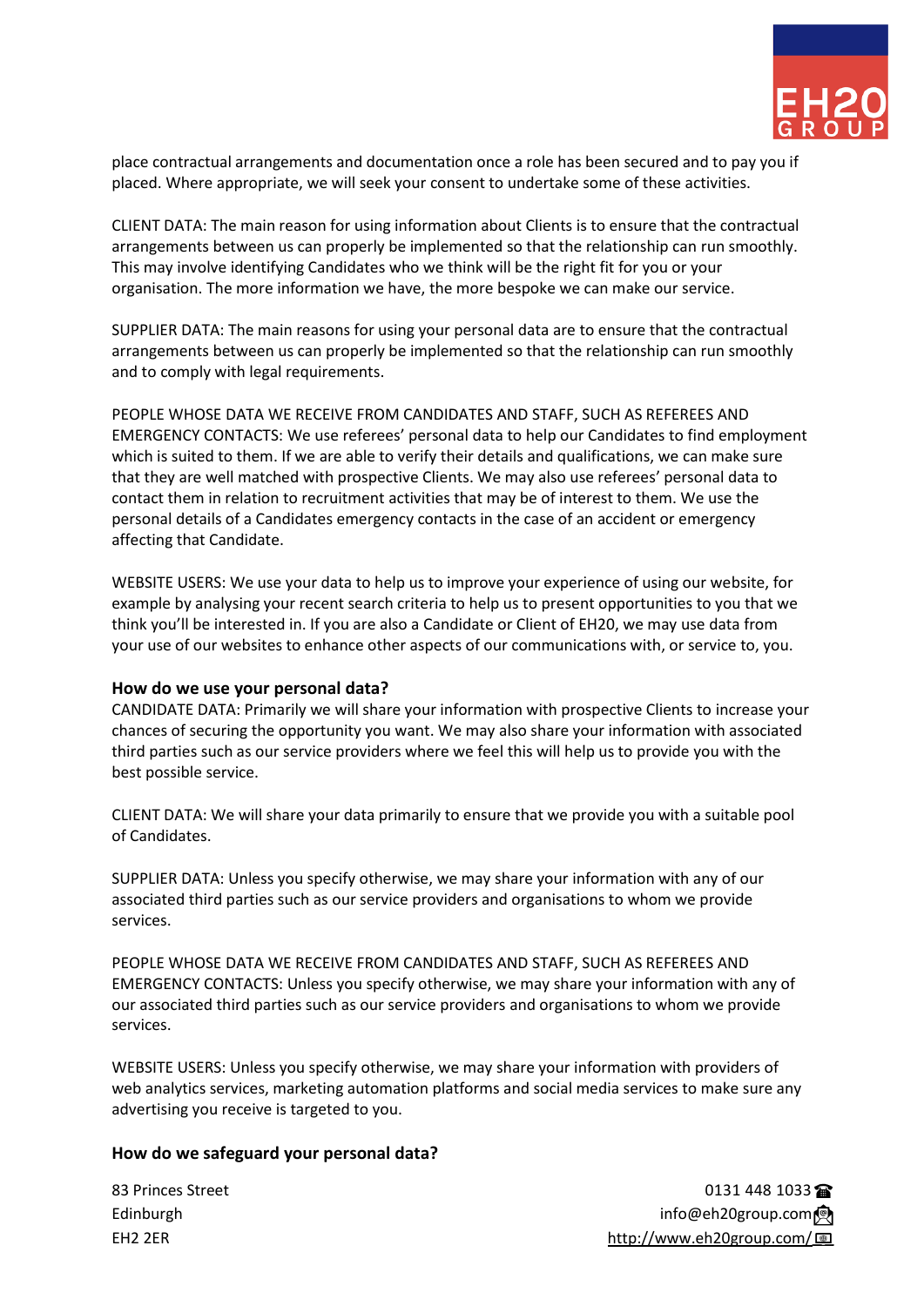place contractual arrangements and documentation once a role has been secured and to pay you if placed. Where appropriate, we will seek your consent to undertake some of these activities.

CLIENT DATA: The main reason for using information about Clients is to ensure that the contractual arrangements between us can properly be implemented so that the relationship can run smoothly. This may involve identifying Candidates who we think will be the right fit for you or your organisation. The more information we have, the more bespoke we can make our service.

SUPPLIER DATA: The main reasons for using your personal data are to ensure that the contractual arrangements between us can properly be implemented so that the relationship can run smoothly and to comply with legal requirements.

PEOPLE WHOSE DATA WE RECEIVE FROM CANDIDATES AND STAFF, SUCH AS REFEREES AND EMERGENCY CONTACTS: We use referees' personal data to help our Candidates to find employment which is suited to them. If we are able to verify their details and qualifications, we can make sure that they are well matched with prospective Clients. We may also use referees' personal data to contact them in relation to recruitment activities that may be of interest to them. We use the personal details of a Candidates emergency contacts in the case of an accident or emergency affecting that Candidate.

WEBSITE USERS: We use your data to help us to improve your experience of using our website, for example by analysing your recent search criteria to help us to present opportunities to you that we think you'll be interested in. If you are also a Candidate or Client of EH20, we may use data from your use of our websites to enhance other aspects of our communications with, or service to, you.

### How do we use your personal data?

CANDIDATE DATA: Primarily we will share your information with prospective Clients to increase your chances of securing the opportunity you want. We may also share your information with associated third parties such as our service providers where we feel this will help us to provide you with the best possible service.

CLIENT DATA: We will share your data primarily to ensure that we provide you with a suitable pool of Candidates.

SUPPLIER DATA: Unless you specify otherwise, we may share your information with any of our associated third parties such as our service providers and organisations to whom we provide services.

PEOPLE WHOSE DATA WE RECEIVE FROM CANDIDATES AND STAFF, SUCH AS REFEREES AND EMERGENCY CONTACTS: Unless you specify otherwise, we may share your information with any of our associated third parties such as our service providers and organisations to whom we provide services.

WEBSITE USERS: Unless you specify otherwise, we may share your information with providers of web analytics services, marketing automation platforms and social media services to make sure any advertising you receive is targeted to you.

### How do we safeguard your personal data?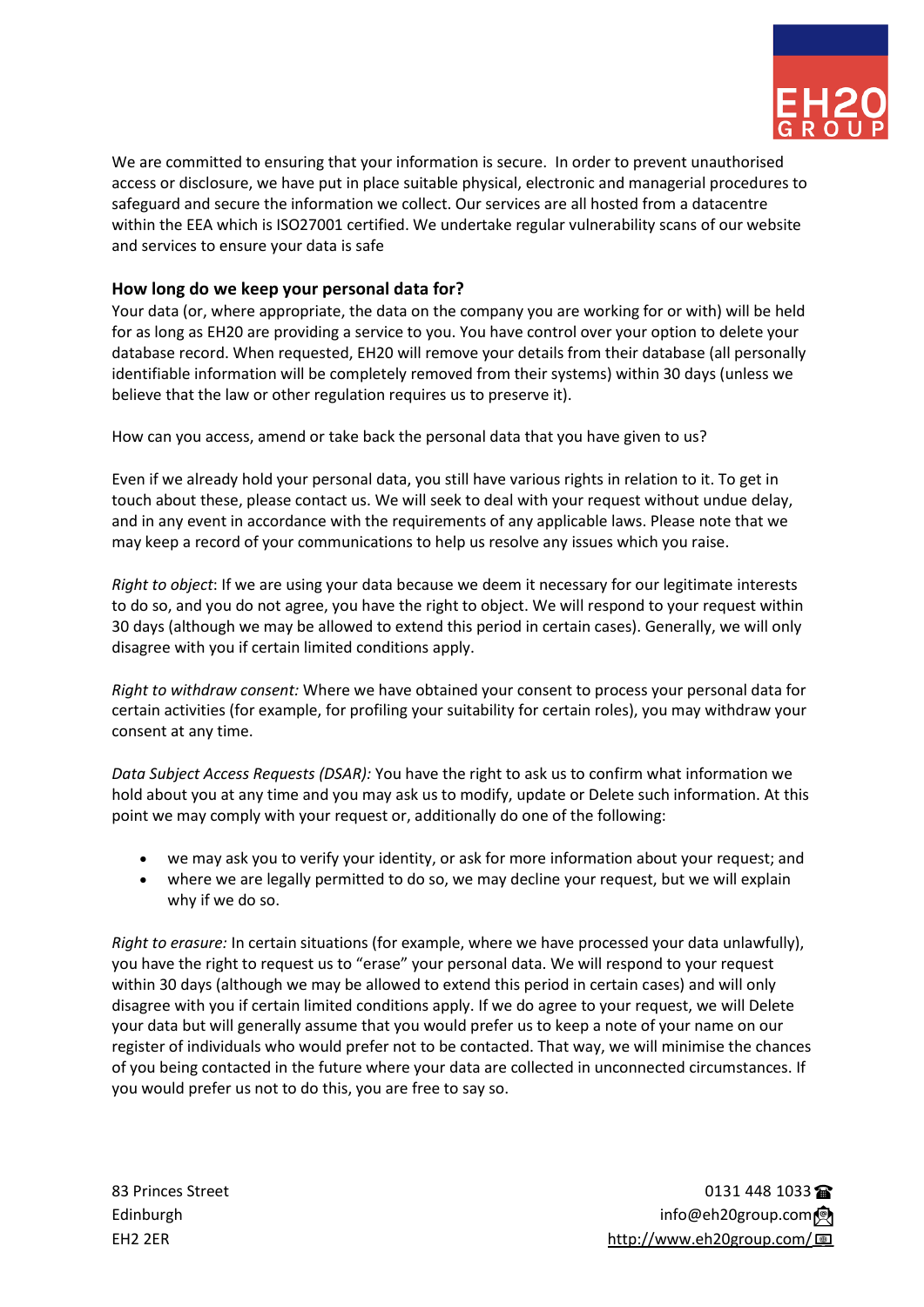We are committed to ensuring that your information is secure. In order to prevent unauthorised access or disclosure, we have put in place suitable physical, electronic and managerial procedures to safeguard and secure the information we collect. Our services are all hosted from a datacentre within the EEA which is ISO27001 certified. We undertake regular vulnerability scans of our website and services to ensure your data is safe

### How long do we keep your personal data for?

Your data (or, where appropriate, the data on the company you are working for or with) will be held for as long as EH20 are providing a service to you. You have control over your option to delete your database record. When requested, EH20 will remove your details from their database (all personally identifiable information will be completely removed from their systems) within 30 days (unless we believe that the law or other regulation requires us to preserve it).

How can you access, amend or take back the personal data that you have given to us?

Even if we already hold your personal data, you still have various rights in relation to it. To get in touch about these, please contact us. We will seek to deal with your request without undue delay, and in any event in accordance with the requirements of any applicable laws. Please note that we may keep a record of your communications to help us resolve any issues which you raise.

*Right to object*: If we are using your data because we deem it necessary for our legitimate interests to do so, and you do not agree, you have the right to object. We will respond to your request within 30 days (although we may be allowed to extend this period in certain cases). Generally, we will only disagree with you if certain limited conditions apply.

*Right to withdraw consent:* Where we have obtained your consent to process your personal data for certain activities (for example, for profiling your suitability for certain roles), you may withdraw your consent at any time.

*Data Subject Access Requests (DSAR):* You have the right to ask us to confirm what information we hold about you at any time and you may ask us to modify, update or Delete such information. At this point we may comply with your request or, additionally do one of the following:

- we may ask you to verify your identity, or ask for more information about your request; and
- where we are legally permitted to do so, we may decline your request, but we will explain why if we do so.

*Right to erasure:* In certain situations (for example, where we have processed your data unlawfully), you have the right to request us to "erase" your personal data. We will respond to your request within 30 days (although we may be allowed to extend this period in certain cases) and will only disagree with you if certain limited conditions apply. If we do agree to your request, we will Delete your data but will generally assume that you would prefer us to keep a note of your name on our register of individuals who would prefer not to be contacted. That way, we will minimise the chances of you being contacted in the future where your data are collected in unconnected circumstances. If you would prefer us not to do this, you are free to say so.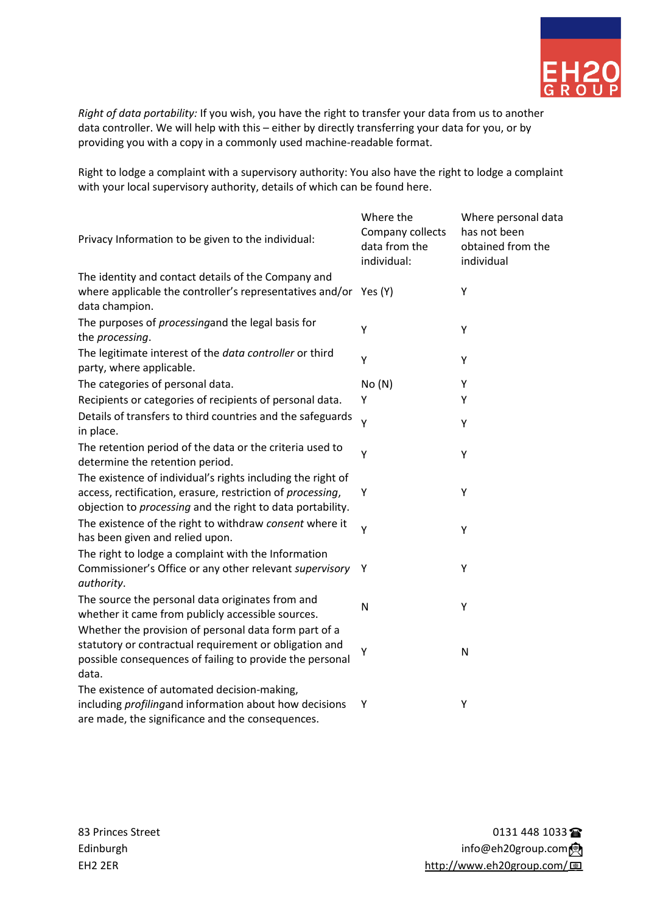*Right of data portability:* If you wish, you have the right to transfer your data from us to another data controller. We will help with this – either by directly transferring your data for you, or by providing you with a copy in a commonly used machine-readable format.

Right to lodge a complaint with a supervisory authority: You also have the right to lodge a complaint with your local supervisory authority, details of which can be found here.

| Privacy Information to be given to the individual: | Where the Company collects data from the individual: | Where personal data has not been obtained from the individual |
|---|---|---|
| The identity and contact details of the Company and where applicable the controller's representatives and/or data champion. | Yes (Y) | Y |
| The purposes of *processing*and the legal basis for the *processing*. | Y | Y |
| The legitimate interest of the *data controller* or third party, where applicable. | Y | Y |
| The categories of personal data. | No (N) | Y |
| Recipients or categories of recipients of personal data. | Y | Y |
| Details of transfers to third countries and the safeguards in place. | Y | Y |
| The retention period of the data or the criteria used to determine the retention period. | Y | Y |
| The existence of individual's rights including the right of access, rectification, erasure, restriction of *processing*, objection to *processing* and the right to data portability. | Y | Y |
| The existence of the right to withdraw *consent* where it has been given and relied upon. | Y | Y |
| The right to lodge a complaint with the Information Commissioner's Office or any other relevant *supervisory authority*. | Y | Y |
| The source the personal data originates from and whether it came from publicly accessible sources. | N | Y |
| Whether the provision of personal data form part of a statutory or contractual requirement or obligation and possible consequences of failing to provide the personal data. | Y | N |
| The existence of automated decision-making, including *profiling*and information about how decisions are made, the significance and the consequences. | Y | Y |

83 Princes Street
Edinburgh
EH2 2ER

0131 448 1033
info@eh20group.com
http://www.eh20group.com/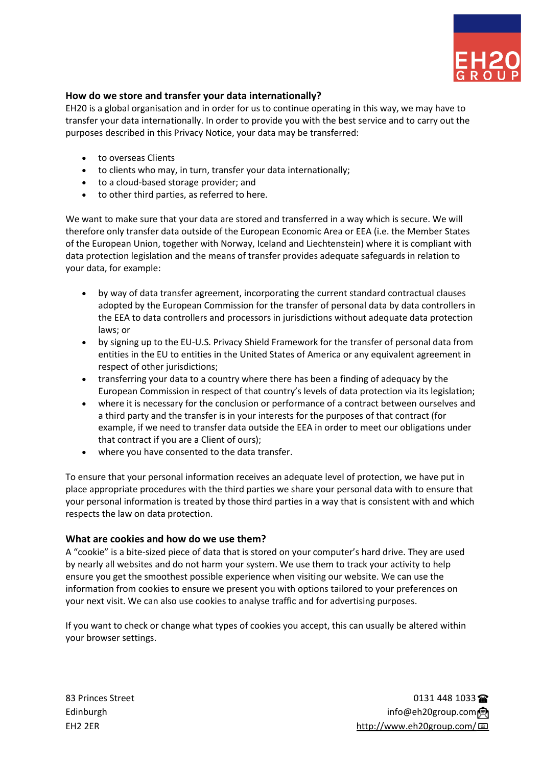## How do we store and transfer your data internationally?

EH20 is a global organisation and in order for us to continue operating in this way, we may have to transfer your data internationally. In order to provide you with the best service and to carry out the purposes described in this Privacy Notice, your data may be transferred:

- to overseas Clients
- to clients who may, in turn, transfer your data internationally;
- to a cloud-based storage provider; and
- to other third parties, as referred to here.

We want to make sure that your data are stored and transferred in a way which is secure. We will therefore only transfer data outside of the European Economic Area or EEA (i.e. the Member States of the European Union, together with Norway, Iceland and Liechtenstein) where it is compliant with data protection legislation and the means of transfer provides adequate safeguards in relation to your data, for example:

- by way of data transfer agreement, incorporating the current standard contractual clauses adopted by the European Commission for the transfer of personal data by data controllers in the EEA to data controllers and processors in jurisdictions without adequate data protection laws; or
- by signing up to the EU-U.S. Privacy Shield Framework for the transfer of personal data from entities in the EU to entities in the United States of America or any equivalent agreement in respect of other jurisdictions;
- transferring your data to a country where there has been a finding of adequacy by the European Commission in respect of that country's levels of data protection via its legislation;
- where it is necessary for the conclusion or performance of a contract between ourselves and a third party and the transfer is in your interests for the purposes of that contract (for example, if we need to transfer data outside the EEA in order to meet our obligations under that contract if you are a Client of ours);
- where you have consented to the data transfer.

To ensure that your personal information receives an adequate level of protection, we have put in place appropriate procedures with the third parties we share your personal data with to ensure that your personal information is treated by those third parties in a way that is consistent with and which respects the law on data protection.

## What are cookies and how do we use them?

A "cookie" is a bite-sized piece of data that is stored on your computer's hard drive. They are used by nearly all websites and do not harm your system. We use them to track your activity to help ensure you get the smoothest possible experience when visiting our website. We can use the information from cookies to ensure we present you with options tailored to your preferences on your next visit. We can also use cookies to analyse traffic and for advertising purposes.

If you want to check or change what types of cookies you accept, this can usually be altered within your browser settings.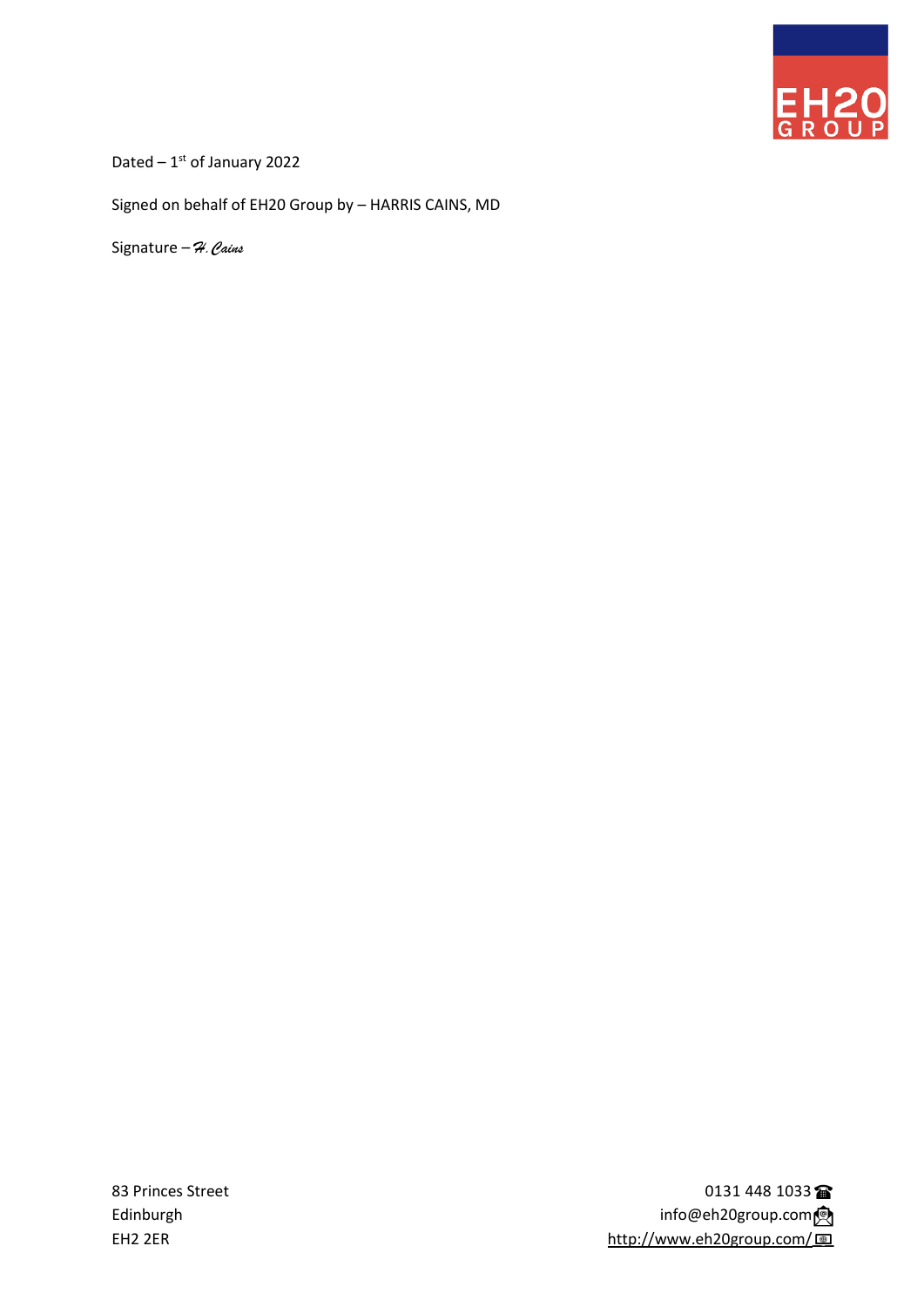Dated – 1st of January 2022

Signed on behalf of EH20 Group by – HARRIS CAINS, MD

Signature – *H. Cains*